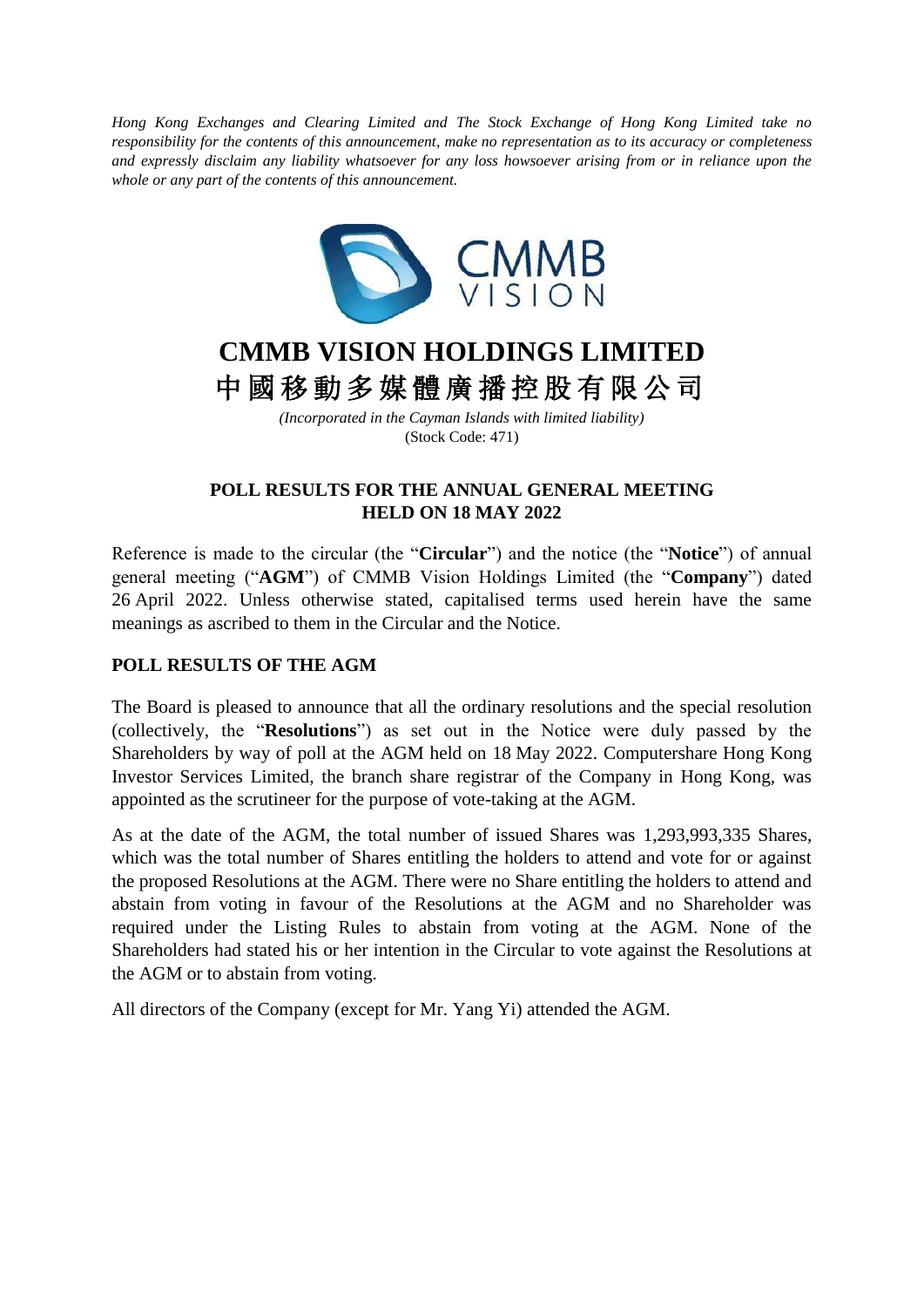*Hong Kong Exchanges and Clearing Limited and The Stock Exchange of Hong Kong Limited take no responsibility for the contents of this announcement, make no representation as to its accuracy or completeness and expressly disclaim any liability whatsoever for any loss howsoever arising from or in reliance upon the whole or any part of the contents of this announcement.*

# CMMB VISION HOLDINGS LIMITED
# 中國移動多媒體廣播控股有限公司

*(Incorporated in the Cayman Islands with limited liability)*
(Stock Code: 471)

## POLL RESULTS FOR THE ANNUAL GENERAL MEETING HELD ON 18 MAY 2022

Reference is made to the circular (the "**Circular**") and the notice (the "**Notice**") of annual general meeting ("**AGM**") of CMMB Vision Holdings Limited (the "**Company**") dated 26 April 2022. Unless otherwise stated, capitalised terms used herein have the same meanings as ascribed to them in the Circular and the Notice.

## POLL RESULTS OF THE AGM

The Board is pleased to announce that all the ordinary resolutions and the special resolution (collectively, the "**Resolutions**") as set out in the Notice were duly passed by the Shareholders by way of poll at the AGM held on 18 May 2022. Computershare Hong Kong Investor Services Limited, the branch share registrar of the Company in Hong Kong, was appointed as the scrutineer for the purpose of vote-taking at the AGM.

As at the date of the AGM, the total number of issued Shares was 1,293,993,335 Shares, which was the total number of Shares entitling the holders to attend and vote for or against the proposed Resolutions at the AGM. There were no Share entitling the holders to attend and abstain from voting in favour of the Resolutions at the AGM and no Shareholder was required under the Listing Rules to abstain from voting at the AGM. None of the Shareholders had stated his or her intention in the Circular to vote against the Resolutions at the AGM or to abstain from voting.

All directors of the Company (except for Mr. Yang Yi) attended the AGM.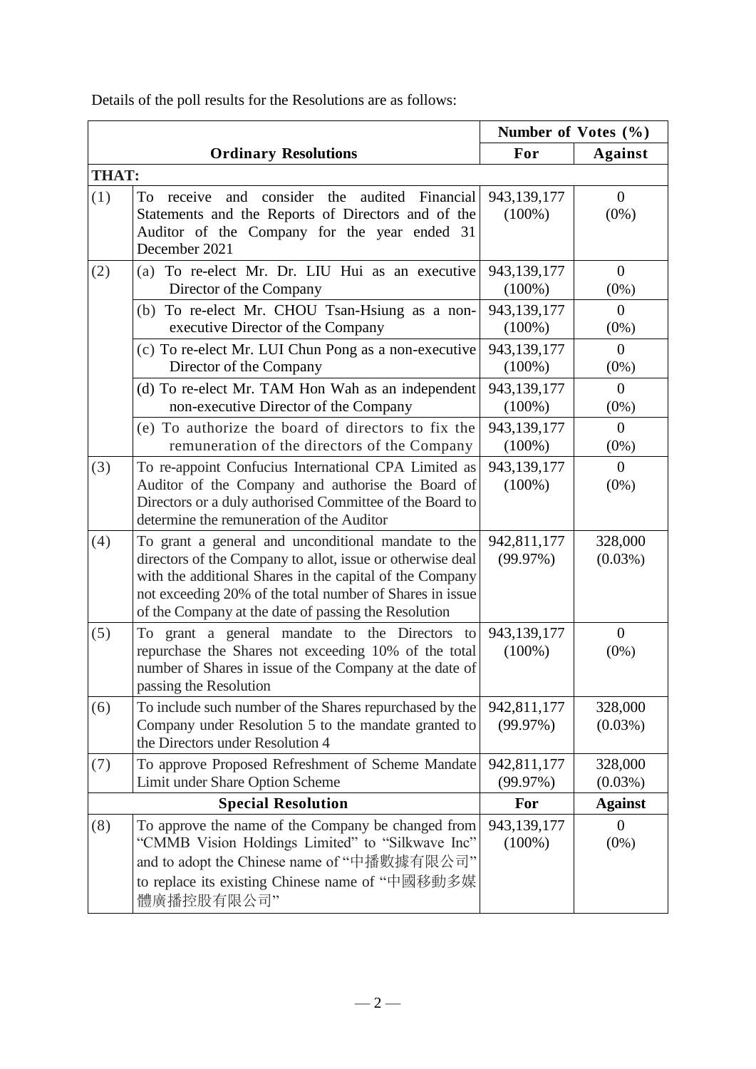Details of the poll results for the Resolutions are as follows:

| | | Number of Votes (%) | |
|---|---|---|---|
| **Ordinary Resolutions** | | **For** | **Against** |
| **THAT:** | | | |
| (1) | To receive and consider the audited Financial Statements and the Reports of Directors and of the Auditor of the Company for the year ended 31 December 2021 | 943,139,177 (100%) | 0 (0%) |
| (2) | (a) To re-elect Mr. Dr. LIU Hui as an executive Director of the Company | 943,139,177 (100%) | 0 (0%) |
| | (b) To re-elect Mr. CHOU Tsan-Hsiung as a non-executive Director of the Company | 943,139,177 (100%) | 0 (0%) |
| | (c) To re-elect Mr. LUI Chun Pong as a non-executive Director of the Company | 943,139,177 (100%) | 0 (0%) |
| | (d) To re-elect Mr. TAM Hon Wah as an independent non-executive Director of the Company | 943,139,177 (100%) | 0 (0%) |
| | (e) To authorize the board of directors to fix the remuneration of the directors of the Company | 943,139,177 (100%) | 0 (0%) |
| (3) | To re-appoint Confucius International CPA Limited as Auditor of the Company and authorise the Board of Directors or a duly authorised Committee of the Board to determine the remuneration of the Auditor | 943,139,177 (100%) | 0 (0%) |
| (4) | To grant a general and unconditional mandate to the directors of the Company to allot, issue or otherwise deal with the additional Shares in the capital of the Company not exceeding 20% of the total number of Shares in issue of the Company at the date of passing the Resolution | 942,811,177 (99.97%) | 328,000 (0.03%) |
| (5) | To grant a general mandate to the Directors to repurchase the Shares not exceeding 10% of the total number of Shares in issue of the Company at the date of passing the Resolution | 943,139,177 (100%) | 0 (0%) |
| (6) | To include such number of the Shares repurchased by the Company under Resolution 5 to the mandate granted to the Directors under Resolution 4 | 942,811,177 (99.97%) | 328,000 (0.03%) |
| (7) | To approve Proposed Refreshment of Scheme Mandate Limit under Share Option Scheme | 942,811,177 (99.97%) | 328,000 (0.03%) |
| **Special Resolution** | | **For** | **Against** |
| (8) | To approve the name of the Company be changed from "CMMB Vision Holdings Limited" to "Silkwave Inc" and to adopt the Chinese name of "中播數據有限公司" to replace its existing Chinese name of "中國移動多媒體廣播控股有限公司" | 943,139,177 (100%) | 0 (0%) |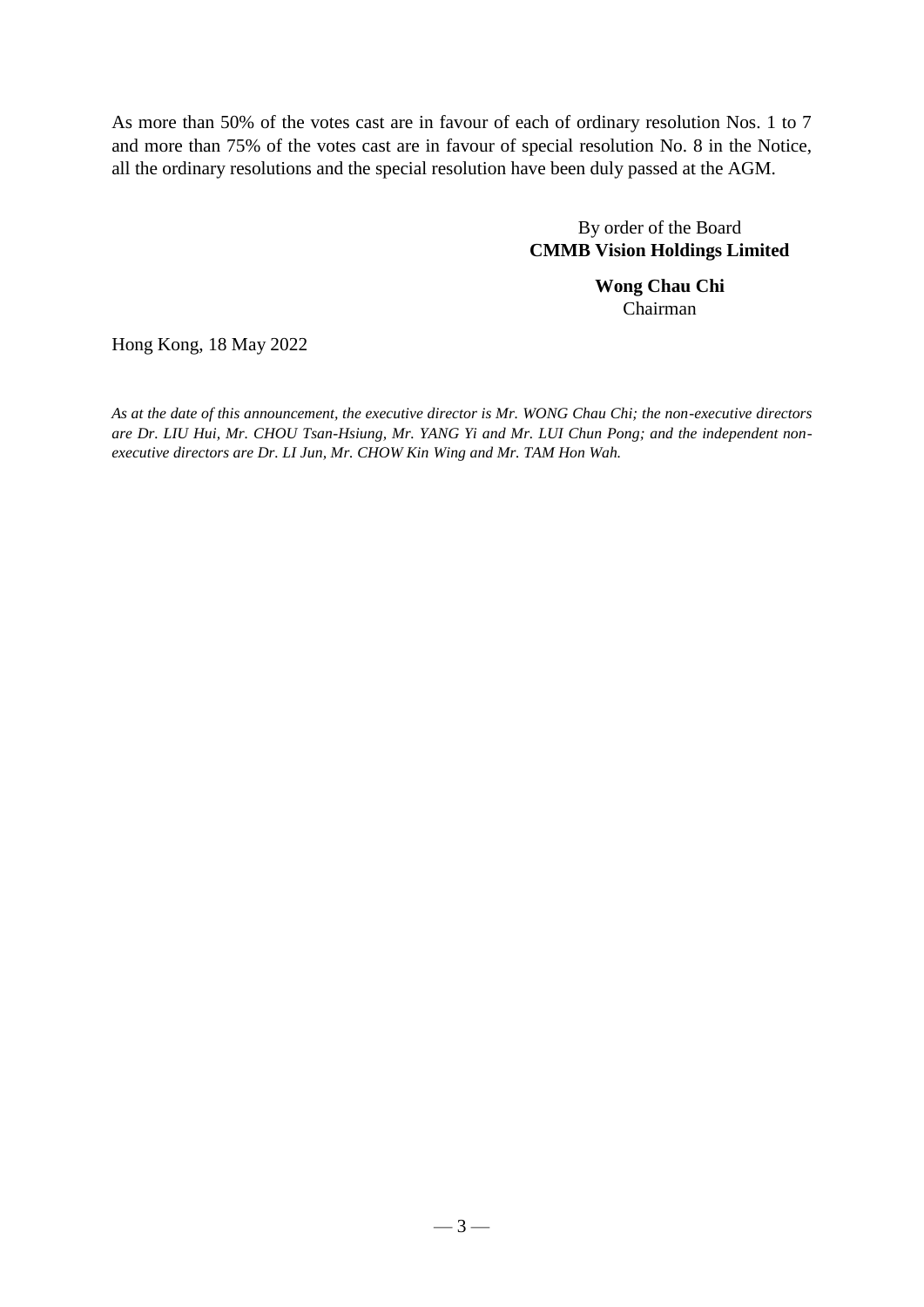As more than 50% of the votes cast are in favour of each of ordinary resolution Nos. 1 to 7 and more than 75% of the votes cast are in favour of special resolution No. 8 in the Notice, all the ordinary resolutions and the special resolution have been duly passed at the AGM.

By order of the Board
**CMMB Vision Holdings Limited**

**Wong Chau Chi**
Chairman

Hong Kong, 18 May 2022

*As at the date of this announcement, the executive director is Mr. WONG Chau Chi; the non-executive directors are Dr. LIU Hui, Mr. CHOU Tsan-Hsiung, Mr. YANG Yi and Mr. LUI Chun Pong; and the independent non-executive directors are Dr. LI Jun, Mr. CHOW Kin Wing and Mr. TAM Hon Wah.*